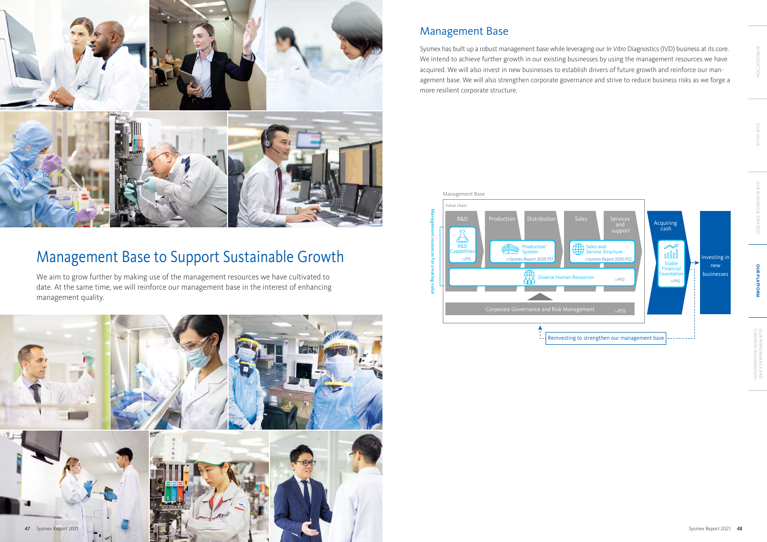# Management Base to Support Sustainable Growth

We aim to grow further by making use of the management resources we have cultivated to date. At the same time, we will reinforce our management base in the interest of enhancing management quality.

## Management Base

Sysmex has built up a robust management base while leveraging our *In Vitro* Diagnostics (IVD) business at its core. We intend to achieve further growth in our existing businesses by using the management resources we have acquired. We will also invest in new businesses to establish drivers of future growth and reinforce our management base. We will also strengthen corporate governance and strive to reduce business risks as we forge a more resilient corporate structure.

Management Base

Value chain: R&D → Production → Distribution → Sales → Services and support → Acquiring cash → Investing in new businesses

Management resources for creating value:

- R&D Capabilities >>P51
- Production System >>Sysmex Report 2020 P51
- Sales and Service Structure >>Sysmex Report 2020 P52
- Diverse Human Resources >>P53
- Stable Financial Foundation >>P92
- Corporate Governance and Risk Management >>P55

Reinvesting to strengthen our management base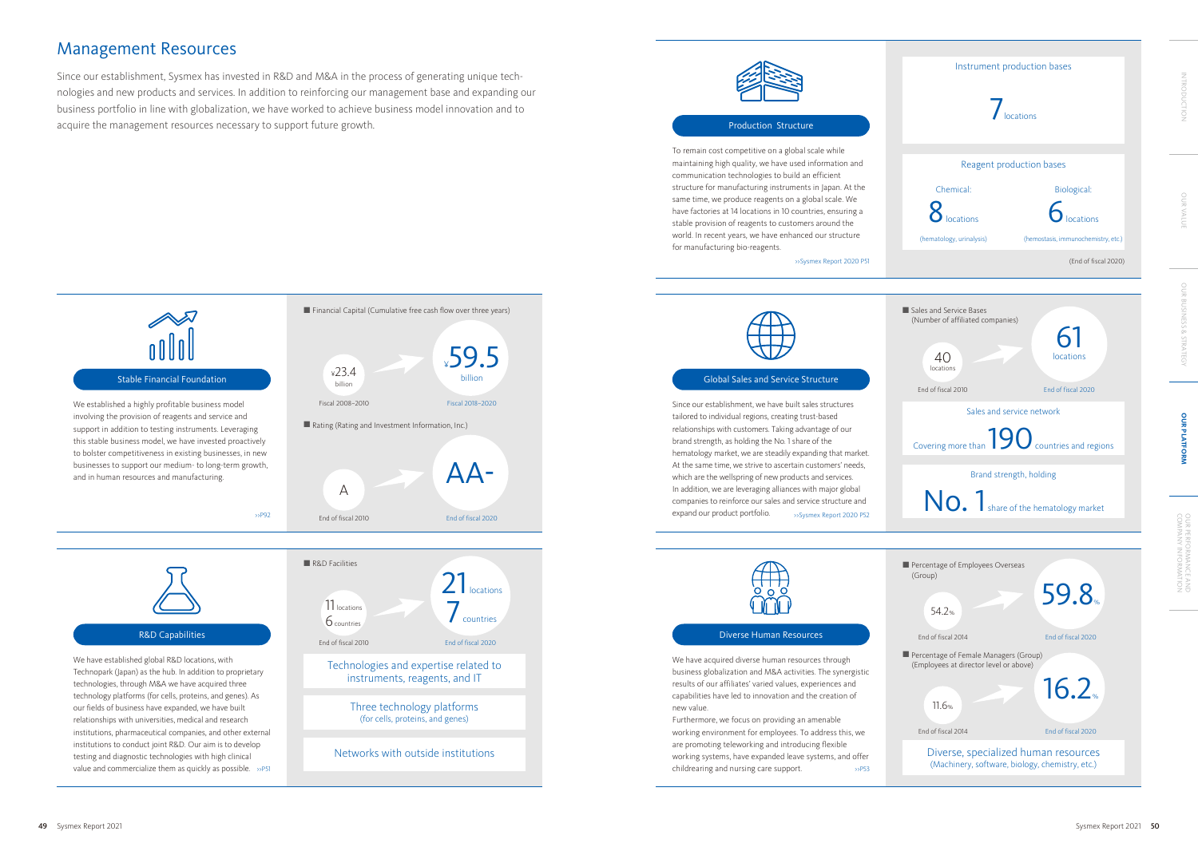# Management Resources

Since our establishment, Sysmex has invested in R&D and M&A in the process of generating unique technologies and new products and services. In addition to reinforcing our management base and expanding our business portfolio in line with globalization, we have worked to achieve business model innovation and to acquire the management resources necessary to support future growth.

## Stable Financial Foundation

We established a highly profitable business model involving the provision of reagents and service and support in addition to testing instruments. Leveraging this stable business model, we have invested proactively to bolster competitiveness in existing businesses, in new businesses to support our medium- to long-term growth, and in human resources and manufacturing.

>>P92

■ Financial Capital (Cumulative free cash flow over three years)

- Fiscal 2008–2010: ¥23.4 billion
- Fiscal 2018–2020: ¥59.5 billion

■ Rating (Rating and Investment Information, Inc.)

- End of fiscal 2010: A
- End of fiscal 2020: AA-

## R&D Capabilities

We have established global R&D locations, with Technopark (Japan) as the hub. In addition to proprietary technologies, through M&A we have acquired three technology platforms (for cells, proteins, and genes). As our fields of business have expanded, we have built relationships with universities, medical and research institutions, pharmaceutical companies, and other external institutions to conduct joint R&D. Our aim is to develop testing and diagnostic technologies with high clinical value and commercialize them as quickly as possible. >>P51

■ R&D Facilities

- End of fiscal 2010: 11 locations, 6 countries
- End of fiscal 2020: 21 locations, 7 countries

Technologies and expertise related to instruments, reagents, and IT

Three technology platforms
(for cells, proteins, and genes)

Networks with outside institutions

## Production Structure

To remain cost competitive on a global scale while maintaining high quality, we have used information and communication technologies to build an efficient structure for manufacturing instruments in Japan. At the same time, we produce reagents on a global scale. We have factories at 14 locations in 10 countries, ensuring a stable provision of reagents to customers around the world. In recent years, we have enhanced our structure for manufacturing bio-reagents.

>>Sysmex Report 2020 P51

Instrument production bases

7 locations

Reagent production bases

- Chemical: 8 locations (hematology, urinalysis)
- Biological: 6 locations (hemostasis, immunochemistry, etc.)

(End of fiscal 2020)

## Global Sales and Service Structure

Since our establishment, we have built sales structures tailored to individual regions, creating trust-based relationships with customers. Taking advantage of our brand strength, as holding the No. 1 share of the hematology market, we are steadily expanding that market. At the same time, we strive to ascertain customers' needs, which are the wellspring of new products and services. In addition, we are leveraging alliances with major global companies to reinforce our sales and service structure and expand our product portfolio. >>Sysmex Report 2020 P52

■ Sales and Service Bases (Number of affiliated companies)

- End of fiscal 2010: 40 locations
- End of fiscal 2020: 61 locations

Sales and service network

Covering more than 190 countries and regions

Brand strength, holding

No. 1 share of the hematology market

## Diverse Human Resources

We have acquired diverse human resources through business globalization and M&A activities. The synergistic results of our affiliates' varied values, experiences and capabilities have led to innovation and the creation of new value.

Furthermore, we focus on providing an amenable working environment for employees. To address this, we are promoting teleworking and introducing flexible working systems, have expanded leave systems, and offer childrearing and nursing care support. >>P53

■ Percentage of Employees Overseas (Group)

- End of fiscal 2014: 54.2%
- End of fiscal 2020: 59.8%

■ Percentage of Female Managers (Group) (Employees at director level or above)

- End of fiscal 2014: 11.6%
- End of fiscal 2020: 16.2%

Diverse, specialized human resources
(Machinery, software, biology, chemistry, etc.)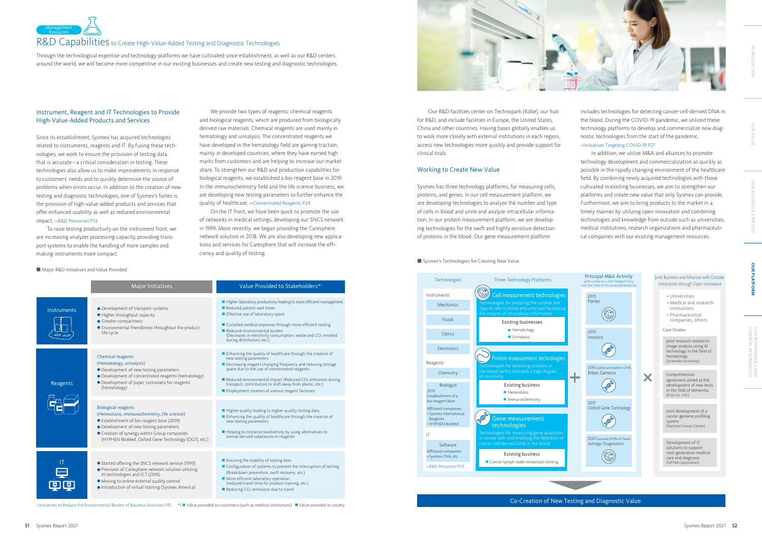Management Resources

# R&D Capabilities to Create High-Value-Added Testing and Diagnostic Technologies

Through the technological expertise and technology platforms we have cultivated since establishment, as well as our R&D centers around the world, we will become more competitive in our existing businesses and create new testing and diagnostic technologies.

## Instrument, Reagent and IT Technologies to Provide High-Value-Added Products and Services

Since its establishment, Sysmex has acquired technologies related to instruments, reagents and IT. By fusing these technologies, we work to ensure the provision of testing data that is accurate—a critical consideration in testing. These technologies also allow us to make improvements in response to customers' needs and to quickly determine the source of problems when errors occur. In addition to the creation of new testing and diagnostic technologies, one of Sysmex's fortes is the provision of high-value-added products and services that offer enhanced usability as well as reduced environmental impact. >>R&D Personnel P53

To raise testing productivity on the instrument front, we are increasing analyzer processing capacity, providing transport systems to enable the handling of more samples and making instruments more compact.

We provide two types of reagents: chemical reagents and biological reagents, which are produced from biologically derived raw materials. Chemical reagents are used mainly in hematology and urinalysis. The concentrated reagents we have developed in the hematology field are gaining traction, mainly in developed countries, where they have earned high marks from customers and are helping to increase our market share. To strengthen our R&D and production capabilities for biological reagents, we established a bio-reagent base in 2019. In the immunochemistry field and the life science business, we are developing new testing parameters to further enhance the quality of healthcare. >>Concentrated Reagents P24

On the IT front, we have been quick to promote the use of networks in medical settings, developing our SNCS network in 1999. More recently, we began providing the Caresphere network solution in 2018. We are also developing new applications and services for Caresphere that will increase the efficiency and quality of testing.

■ Major R&D Initiatives and Value Provided

| | Major Initiatives | Value Provided to Stakeholders*1 |
|---|---|---|
| Instruments | ● Development of transport systems<br>● Higher throughput capacity<br>● Greater compactness<br>● Environmental friendliness throughout the product life cycle | ■ Higher laboratory productivity leading to more efficient management<br>■ Reduced patient wait times<br>■ Effective use of laboratory space<br>■ Curtailed medical expenses through more efficient testing<br>■ Reduced environmental burden (Decreases in electricity consumption, waste and $CO_2$ emitted during distribution, etc.) |
| Reagents | Chemical reagents (Hematology, urinalysis)<br>● Development of new testing parameters<br>● Development of concentrated reagents (hematology)<br>● Development of paper containers for reagents (hematology) | ■ Enhancing the quality of healthcare through the creation of new testing parameters<br>■ Decreasing reagent changing frequency and reducing storage space due to the use of concentrated reagents<br>■ Reduced environmental impact (Reduced $CO_2$ emissions during transport, contribution to shift away from plastic, etc.)<br>■ Employment creation at various reagent factories |
| | Biological reagents (Hemostasis, immunochemistry, life science)<br>● Establishment of bio-reagent base (2019)<br>● Development of new testing parameters<br>● Creation of synergy within Group companies (HYPHEN BioMed, Oxford Gene Technology (OGT), etc.) | ■ Higher quality leading to higher-quality testing data<br>■ Enhancing the quality of healthcare through the creation of new testing parameters<br>■ Helping to conserve biodiversity by using alternatives to animal-derived substances in reagents |
| IT | ● Started offering the SNCS network service (1999)<br>● Provision of Caresphere network solution utilizing AI technologies and ICT (2018)<br>● Moving to online external quality control<br>● Introduction of virtual training (Sysmex America) | ■ Ensuring the stability of testing data<br>■ Configuration of systems to prevent the interruption of testing (Breakdown prevention, swift recovery, etc.)<br>■ More efficient laboratory operation (reduced travel time for product training, etc.)<br>■ Reducing $CO_2$ emissions due to travel |

>>Initiatives to Reduce the Environmental Burden of Business Activities P43　*1 ■ Value provided to customers (such as medical institutions) ■ Value provided to society

Our R&D facilities center on Technopark (Kobe), our hub for R&D, and include facilities in Europe, the United States, China and other countries. Having bases globally enables us to work more closely with external institutions in each region, access new technologies more quickly and provide support for clinical trials.

## Working to Create New Value

Sysmex has three technology platforms, for measuring cells, proteins, and genes. In our cell measurement platform, we are developing technologies to analyze the number and type of cells in blood and urine and analyze intracellular information. In our protein measurement platform, we are developing technologies for the swift and highly sensitive detection of proteins in the blood. Our gene measurement platform includes technologies for detecting cancer-cell-derived DNA in the blood. During the COVID-19 pandemic, we utilized these technology platforms to develop and commercialize new diagnostic technologies from the start of the pandemic. >>Initiatives Targeting COVID-19 P27

In addition, we utilize M&A and alliances to promote technology development and commercialization as quickly as possible in the rapidly changing environment of the healthcare field. By combining newly acquired technologies with those cultivated in existing businesses, we aim to strengthen our platforms and create new value that only Sysmex can provide. Furthermore, we aim to bring products to the market in a timely manner by utilizing open innovation and combining technologies and knowledge from outside such as universities, medical institutions, research organizations and pharmaceutical companies with our existing management resources.

■ Sysmex's Technologies for Creating New Value

**Technologies**

- Instruments: Mechanics, Fluids, Optics, Electronics
- Reagents: Chemistry, Biology — 2019 Establishment of a bio-reagent base; Affiliated companies: • Sysmex International Reagents • HYPHEN BioMed
- IT: Software — Affiliated companies: • Sysmex CNA, etc.

>>R&D Personnel P53

**Three Technology Platforms**

- **Cell measurement technologies**: Technologies for analyzing the number and type of cells in blood and urine and facilitating the analysis of intracellular information
  - Existing businesses: ● Hematology ● Urinalysis
- **Protein measurement technologies**: Technologies for detecting proteins in the blood swiftly and with a high degree of sensitivity
  - Existing business: ● Hemostasis ● Immunochemistry
- **Gene measurement technologies**: Technologies for measuring gene quantities in cancer cells and enabling the detection of cancer cell-derived DNA in the blood
  - Existing business: ● Cancer lymph node metastasis testing

**Principal M&A Activity** with a View to a Full-Fledged Entry into the Field of Personalized Medicine

- 2013 Partec
- 2013 Inostics
- 2016 (Capital participation in 2014) Riken Genesis
- 2017 Oxford Gene Technology
- 2020 (acquired 24.99% of shares) Astrego Diagnostics

**Joint Business and Alliances with Outside Institutions through Open Innovation**

- Universities
- Medical and research institutions
- Pharmaceutical companies, others

Case Studies

- Joint research related to image analysis using AI technology in the field of hematology (Juntendo University)
- Comprehensive agreement aimed at the development of new tests in the field of dementia (Eisai Co., Ltd.)
- Joint development of a cancer genome profiling system (National Cancer Center)
- Development of IT solutions to support next-generation medical care and diagnosis (OPTiM Corporation)

Co-Creation of New Testing and Diagnostic Value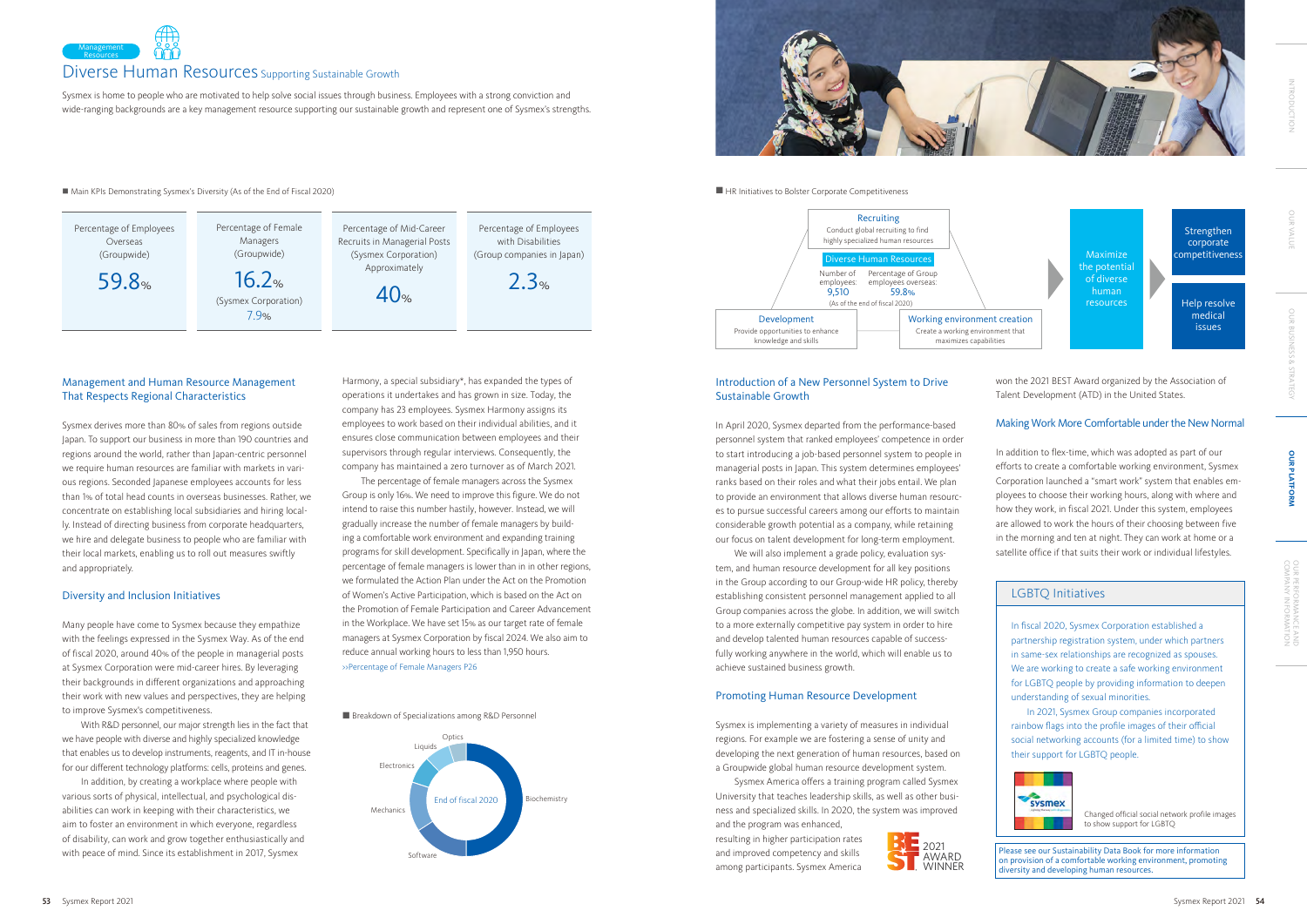Management Resources

# Diverse Human Resources Supporting Sustainable Growth

Sysmex is home to people who are motivated to help solve social issues through business. Employees with a strong conviction and wide-ranging backgrounds are a key management resource supporting our sustainable growth and represent one of Sysmex's strengths.

■ Main KPIs Demonstrating Sysmex's Diversity (As of the End of Fiscal 2020)

| Percentage of Employees Overseas (Groupwide) | Percentage of Female Managers (Groupwide) | Percentage of Mid-Career Recruits in Managerial Posts (Sysmex Corporation) Approximately | Percentage of Employees with Disabilities (Group companies in Japan) |
|---|---|---|---|
| 59.8% | 16.2% (Sysmex Corporation) 7.9% | 40% | 2.3% |

## Management and Human Resource Management That Respects Regional Characteristics

Sysmex derives more than 80% of sales from regions outside Japan. To support our business in more than 190 countries and regions around the world, rather than Japan-centric personnel we require human resources are familiar with markets in various regions. Seconded Japanese employees accounts for less than 1% of total head counts in overseas businesses. Rather, we concentrate on establishing local subsidiaries and hiring locally. Instead of directing business from corporate headquarters, we hire and delegate business to people who are familiar with their local markets, enabling us to roll out measures swiftly and appropriately.

## Diversity and Inclusion Initiatives

Many people have come to Sysmex because they empathize with the feelings expressed in the Sysmex Way. As of the end of fiscal 2020, around 40% of the people in managerial posts at Sysmex Corporation were mid-career hires. By leveraging their backgrounds in different organizations and approaching their work with new values and perspectives, they are helping to improve Sysmex's competitiveness.

With R&D personnel, our major strength lies in the fact that we have people with diverse and highly specialized knowledge that enables us to develop instruments, reagents, and IT in-house for our different technology platforms: cells, proteins and genes.

In addition, by creating a workplace where people with various sorts of physical, intellectual, and psychological disabilities can work in keeping with their characteristics, we aim to foster an environment in which everyone, regardless of disability, can work and grow together enthusiastically and with peace of mind. Since its establishment in 2017, Sysmex Harmony, a special subsidiary*, has expanded the types of operations it undertakes and has grown in size. Today, the company has 23 employees. Sysmex Harmony assigns its employees to work based on their individual abilities, and it ensures close communication between employees and their supervisors through regular interviews. Consequently, the company has maintained a zero turnover as of March 2021.

The percentage of female managers across the Sysmex Group is only 16%. We need to improve this figure. We do not intend to raise this number hastily, however. Instead, we will gradually increase the number of female managers by building a comfortable work environment and expanding training programs for skill development. Specifically in Japan, where the percentage of female managers is lower than in in other regions, we formulated the Action Plan under the Act on the Promotion of Women's Active Participation, which is based on the Act on the Promotion of Female Participation and Career Advancement in the Workplace. We have set 15% as our target rate of female managers at Sysmex Corporation by fiscal 2024. We also aim to reduce annual working hours to less than 1,950 hours.

>>Percentage of Female Managers P26

■ Breakdown of Specializations among R&D Personnel

End of fiscal 2020

Biochemistry
Software
Mechanics
Electronics
Liquids
Optics

■ HR Initiatives to Bolster Corporate Competitiveness

Recruiting
Conduct global recruiting to find highly specialized human resources

Diverse Human Resources
Number of employees: 9,510
Percentage of Group employees overseas: 59.8%
(As of the end of fiscal 2020)

Development
Provide opportunities to enhance knowledge and skills

Working environment creation
Create a working environment that maximizes capabilities

Maximize the potential of diverse human resources

Strengthen corporate competitiveness

Help resolve medical issues

## Introduction of a New Personnel System to Drive Sustainable Growth

In April 2020, Sysmex departed from the performance-based personnel system that ranked employees' competence in order to start introducing a job-based personnel system to people in managerial posts in Japan. This system determines employees' ranks based on their roles and what their jobs entail. We plan to provide an environment that allows diverse human resources to pursue successful careers among our efforts to maintain considerable growth potential as a company, while retaining our focus on talent development for long-term employment.

We will also implement a grade policy, evaluation system, and human resource development for all key positions in the Group according to our Group-wide HR policy, thereby establishing consistent personnel management applied to all Group companies across the globe. In addition, we will switch to a more externally competitive pay system in order to hire and develop talented human resources capable of successfully working anywhere in the world, which will enable us to achieve sustained business growth.

## Promoting Human Resource Development

Sysmex is implementing a variety of measures in individual regions. For example we are fostering a sense of unity and developing the next generation of human resources, based on a Groupwide global human resource development system.

Sysmex America offers a training program called Sysmex University that teaches leadership skills, as well as other business and specialized skills. In 2020, the system was improved and the program was enhanced, resulting in higher participation rates and improved competency and skills among participants. Sysmex America won the 2021 BEST Award organized by the Association of Talent Development (ATD) in the United States.

BEST 2021 AWARD WINNER

## Making Work More Comfortable under the New Normal

In addition to flex-time, which was adopted as part of our efforts to create a comfortable working environment, Sysmex Corporation launched a "smart work" system that enables employees to choose their working hours, along with where and how they work, in fiscal 2021. Under this system, employees are allowed to work the hours of their choosing between five in the morning and ten at night. They can work at home or a satellite office if that suits their work or individual lifestyles.

### LGBTQ Initiatives

In fiscal 2020, Sysmex Corporation established a partnership registration system, under which partners in same-sex relationships are recognized as spouses. We are working to create a safe working environment for LGBTQ people by providing information to deepen understanding of sexual minorities.

In 2021, Sysmex Group companies incorporated rainbow flags into the profile images of their official social networking accounts (for a limited time) to show their support for LGBTQ people.

Changed official social network profile images to show support for LGBTQ

Please see our Sustainability Data Book for more information on provision of a comfortable working environment, promoting diversity and developing human resources.